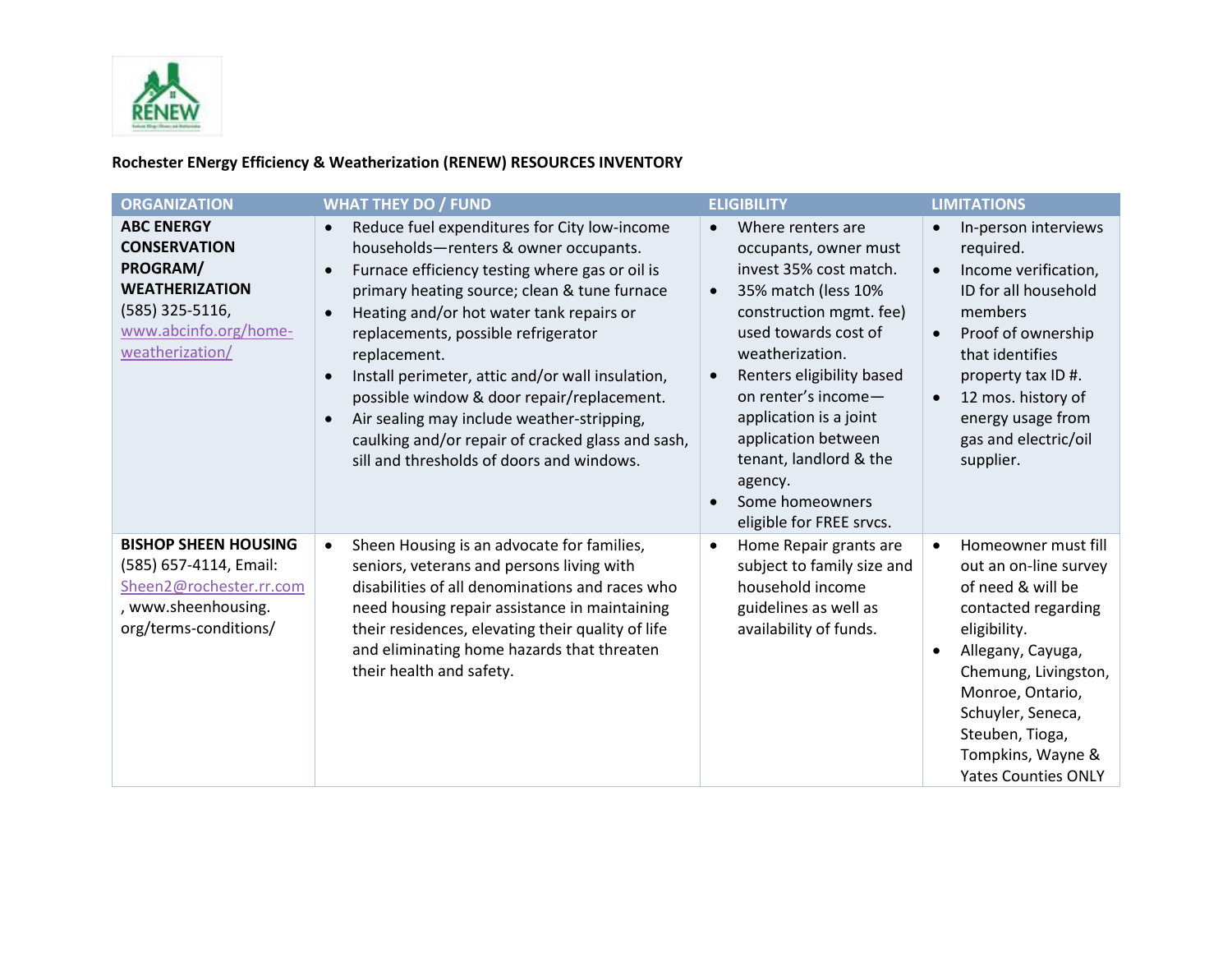**Rochester ENergy Efficiency & Weatherization (RENEW) RESOURCES INVENTORY**

| ORGANIZATION | WHAT THEY DO / FUND | ELIGIBILITY | LIMITATIONS |
|---|---|---|---|
| **ABC ENERGY CONSERVATION PROGRAM/ WEATHERIZATION** (585) 325-5116, www.abcinfo.org/home-weatherization/ | • Reduce fuel expenditures for City low-income households—renters & owner occupants.<br>• Furnace efficiency testing where gas or oil is primary heating source; clean & tune furnace<br>• Heating and/or hot water tank repairs or replacements, possible refrigerator replacement.<br>• Install perimeter, attic and/or wall insulation, possible window & door repair/replacement.<br>• Air sealing may include weather-stripping, caulking and/or repair of cracked glass and sash, sill and thresholds of doors and windows. | • Where renters are occupants, owner must invest 35% cost match.<br>• 35% match (less 10% construction mgmt. fee) used towards cost of weatherization.<br>• Renters eligibility based on renter's income—application is a joint application between tenant, landlord & the agency.<br>• Some homeowners eligible for FREE srvcs. | • In-person interviews required.<br>• Income verification, ID for all household members<br>• Proof of ownership that identifies property tax ID #.<br>• 12 mos. history of energy usage from gas and electric/oil supplier. |
| **BISHOP SHEEN HOUSING** (585) 657-4114, Email: Sheen2@rochester.rr.com, www.sheenhousing.org/terms-conditions/ | • Sheen Housing is an advocate for families, seniors, veterans and persons living with disabilities of all denominations and races who need housing repair assistance in maintaining their residences, elevating their quality of life and eliminating home hazards that threaten their health and safety. | • Home Repair grants are subject to family size and household income guidelines as well as availability of funds. | • Homeowner must fill out an on-line survey of need & will be contacted regarding eligibility.<br>• Allegany, Cayuga, Chemung, Livingston, Monroe, Ontario, Schuyler, Seneca, Steuben, Tioga, Tompkins, Wayne & Yates Counties ONLY |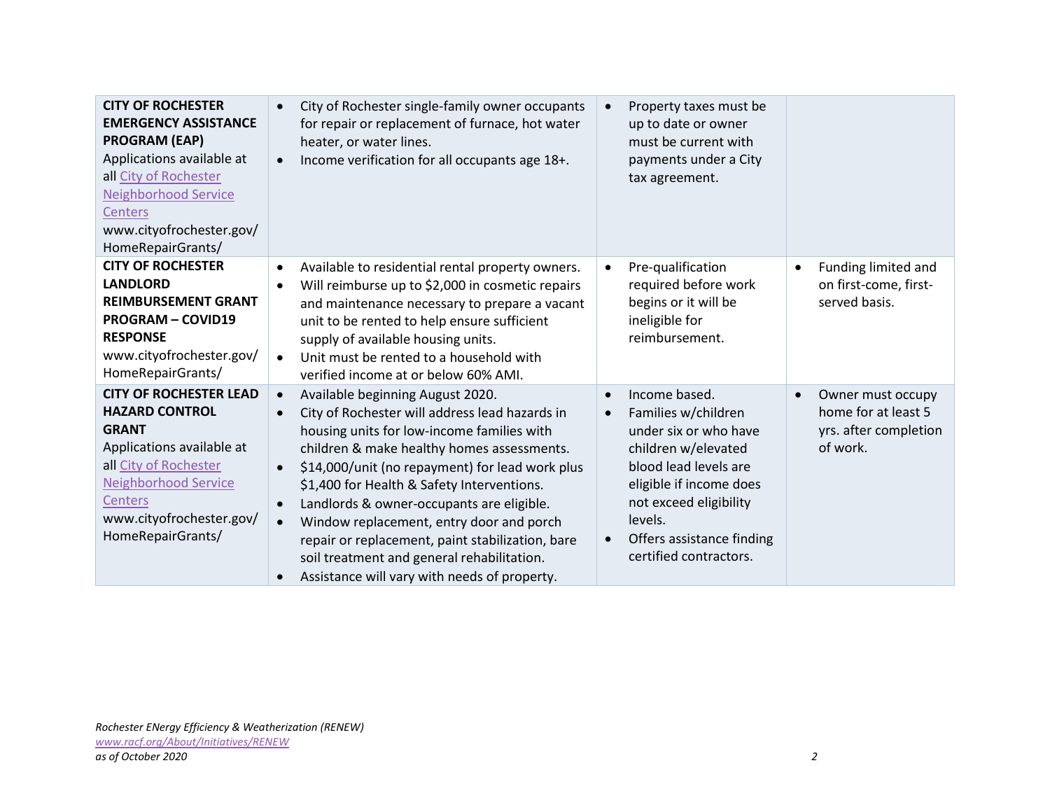| | | | |
|---|---|---|---|
| **CITY OF ROCHESTER EMERGENCY ASSISTANCE PROGRAM (EAP)**<br>Applications available at all City of Rochester Neighborhood Service Centers<br>www.cityofrochester.gov/HomeRepairGrants/ | • City of Rochester single-family owner occupants for repair or replacement of furnace, hot water heater, or water lines.<br>• Income verification for all occupants age 18+. | • Property taxes must be up to date or owner must be current with payments under a City tax agreement. | |
| **CITY OF ROCHESTER LANDLORD REIMBURSEMENT GRANT PROGRAM – COVID19 RESPONSE**<br>www.cityofrochester.gov/HomeRepairGrants/ | • Available to residential rental property owners.<br>• Will reimburse up to $2,000 in cosmetic repairs and maintenance necessary to prepare a vacant unit to be rented to help ensure sufficient supply of available housing units.<br>• Unit must be rented to a household with verified income at or below 60% AMI. | • Pre-qualification required before work begins or it will be ineligible for reimbursement. | • Funding limited and on first-come, first-served basis. |
| **CITY OF ROCHESTER LEAD HAZARD CONTROL GRANT**<br>Applications available at all City of Rochester Neighborhood Service Centers<br>www.cityofrochester.gov/HomeRepairGrants/ | • Available beginning August 2020.<br>• City of Rochester will address lead hazards in housing units for low-income families with children & make healthy homes assessments.<br>• $14,000/unit (no repayment) for lead work plus $1,400 for Health & Safety Interventions.<br>• Landlords & owner-occupants are eligible.<br>• Window replacement, entry door and porch repair or replacement, paint stabilization, bare soil treatment and general rehabilitation.<br>• Assistance will vary with needs of property. | • Income based.<br>• Families w/children under six or who have children w/elevated blood lead levels are eligible if income does not exceed eligibility levels.<br>• Offers assistance finding certified contractors. | • Owner must occupy home for at least 5 yrs. after completion of work. |

*Rochester ENergy Efficiency & Weatherization (RENEW)*
*www.racf.org/About/Initiatives/RENEW*
*as of October 2020*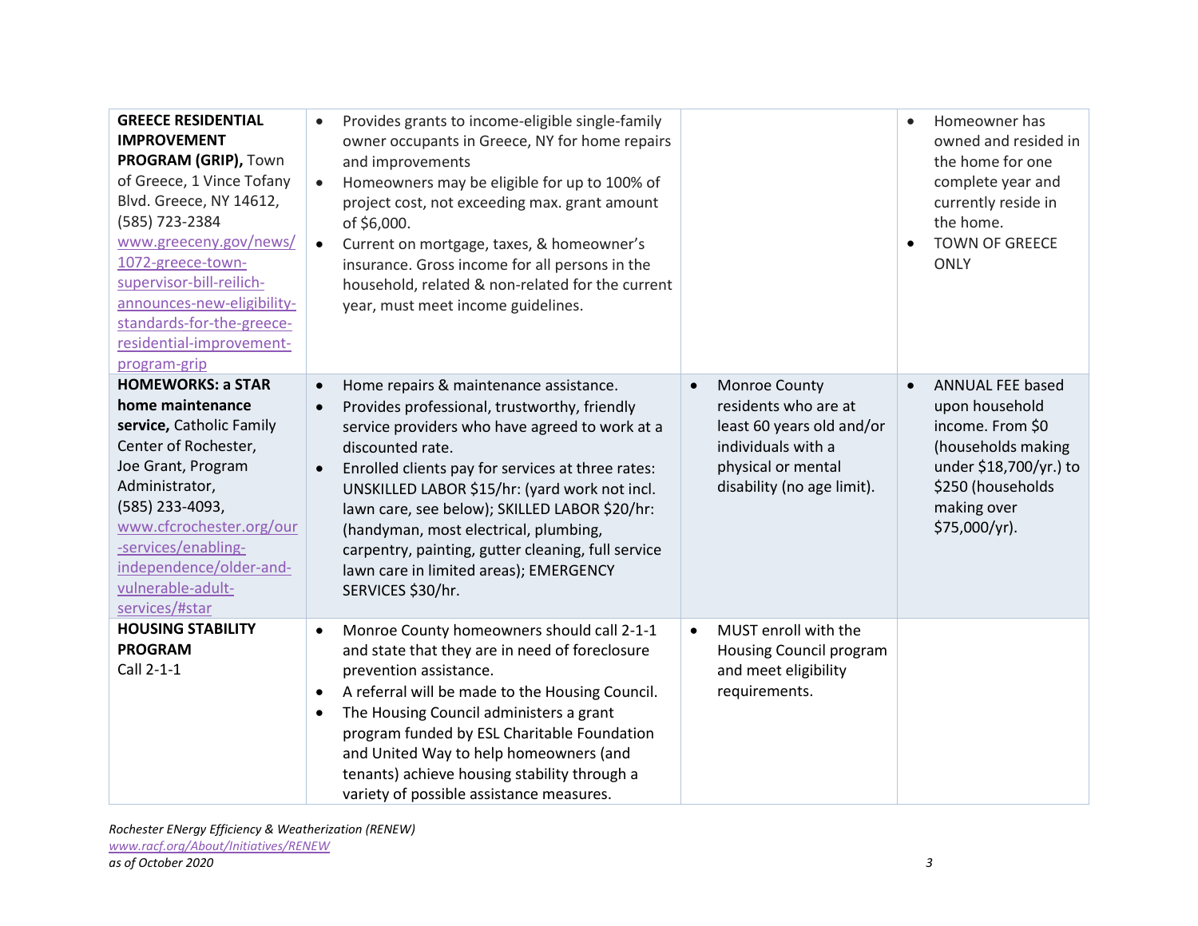| | | | |
|---|---|---|---|
| **GREECE RESIDENTIAL IMPROVEMENT PROGRAM (GRIP),** Town of Greece, 1 Vince Tofany Blvd. Greece, NY 14612, (585) 723-2384 www.greeceny.gov/news/1072-greece-town-supervisor-bill-reilich-announces-new-eligibility-standards-for-the-greece-residential-improvement-program-grip | • Provides grants to income-eligible single-family owner occupants in Greece, NY for home repairs and improvements<br>• Homeowners may be eligible for up to 100% of project cost, not exceeding max. grant amount of $6,000.<br>• Current on mortgage, taxes, & homeowner's insurance. Gross income for all persons in the household, related & non-related for the current year, must meet income guidelines. | | • Homeowner has owned and resided in the home for one complete year and currently reside in the home.<br>• TOWN OF GREECE ONLY |
| **HOMEWORKS: a STAR home maintenance service,** Catholic Family Center of Rochester, Joe Grant, Program Administrator, (585) 233-4093, www.cfcrochester.org/our-services/enabling-independence/older-and-vulnerable-adult-services/#star | • Home repairs & maintenance assistance.<br>• Provides professional, trustworthy, friendly service providers who have agreed to work at a discounted rate.<br>• Enrolled clients pay for services at three rates: UNSKILLED LABOR $15/hr: (yard work not incl. lawn care, see below); SKILLED LABOR $20/hr: (handyman, most electrical, plumbing, carpentry, painting, gutter cleaning, full service lawn care in limited areas); EMERGENCY SERVICES $30/hr. | • Monroe County residents who are at least 60 years old and/or individuals with a physical or mental disability (no age limit). | • ANNUAL FEE based upon household income. From $0 (households making under $18,700/yr.) to $250 (households making over $75,000/yr). |
| **HOUSING STABILITY PROGRAM** Call 2-1-1 | • Monroe County homeowners should call 2-1-1 and state that they are in need of foreclosure prevention assistance.<br>• A referral will be made to the Housing Council.<br>• The Housing Council administers a grant program funded by ESL Charitable Foundation and United Way to help homeowners (and tenants) achieve housing stability through a variety of possible assistance measures. | • MUST enroll with the Housing Council program and meet eligibility requirements. | |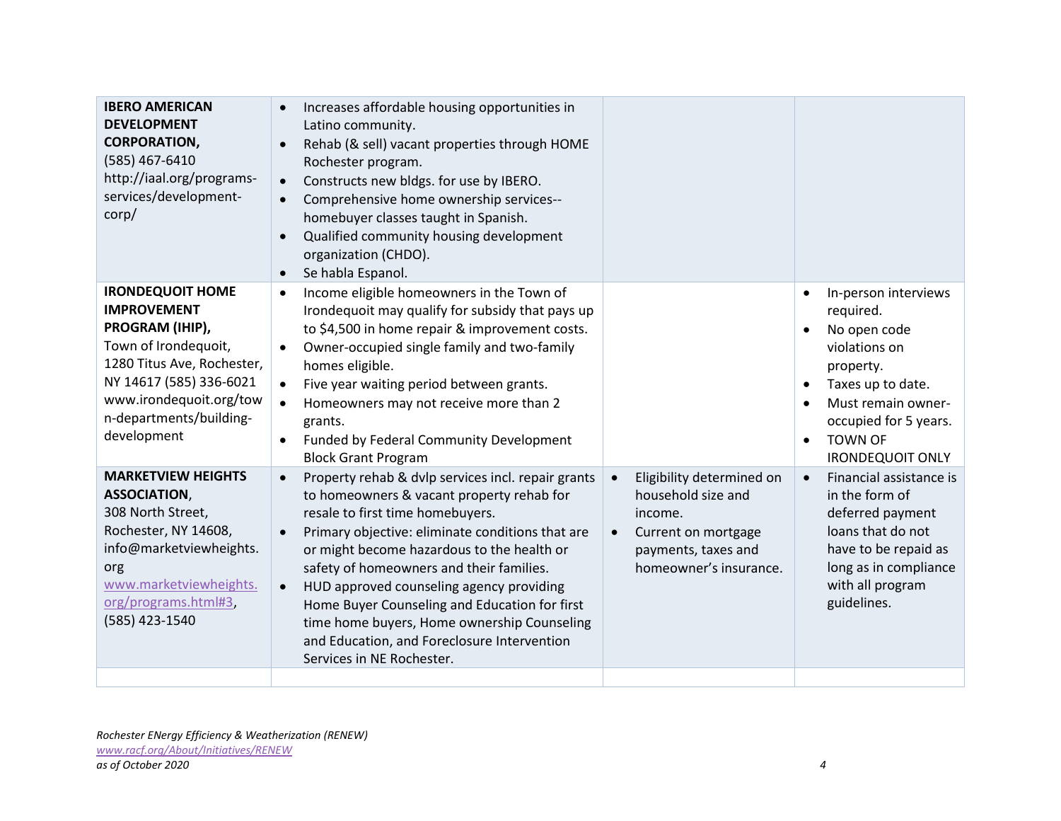| | | | |
|---|---|---|---|
| **IBERO AMERICAN DEVELOPMENT CORPORATION,** (585) 467-6410 http://iaal.org/programs-services/development-corp/ | • Increases affordable housing opportunities in Latino community.<br>• Rehab (& sell) vacant properties through HOME Rochester program.<br>• Constructs new bldgs. for use by IBERO.<br>• Comprehensive home ownership services--homebuyer classes taught in Spanish.<br>• Qualified community housing development organization (CHDO).<br>• Se habla Espanol. | | |
| **IRONDEQUOIT HOME IMPROVEMENT PROGRAM (IHIP),** Town of Irondequoit, 1280 Titus Ave, Rochester, NY 14617 (585) 336-6021 www.irondequoit.org/town-departments/building-development | • Income eligible homeowners in the Town of Irondequoit may qualify for subsidy that pays up to $4,500 in home repair & improvement costs.<br>• Owner-occupied single family and two-family homes eligible.<br>• Five year waiting period between grants.<br>• Homeowners may not receive more than 2 grants.<br>• Funded by Federal Community Development Block Grant Program | | • In-person interviews required.<br>• No open code violations on property.<br>• Taxes up to date.<br>• Must remain owner-occupied for 5 years.<br>• TOWN OF IRONDEQUOIT ONLY |
| **MARKETVIEW HEIGHTS ASSOCIATION**, 308 North Street, Rochester, NY 14608, info@marketviewheights.org www.marketviewheights.org/programs.html#3, (585) 423-1540 | • Property rehab & dvlp services incl. repair grants to homeowners & vacant property rehab for resale to first time homebuyers.<br>• Primary objective: eliminate conditions that are or might become hazardous to the health or safety of homeowners and their families.<br>• HUD approved counseling agency providing Home Buyer Counseling and Education for first time home buyers, Home ownership Counseling and Education, and Foreclosure Intervention Services in NE Rochester. | • Eligibility determined on household size and income.<br>• Current on mortgage payments, taxes and homeowner's insurance. | • Financial assistance is in the form of deferred payment loans that do not have to be repaid as long as in compliance with all program guidelines. |
| | | | |

*Rochester ENergy Efficiency & Weatherization (RENEW)*
*www.racf.org/About/Initiatives/RENEW*
*as of October 2020*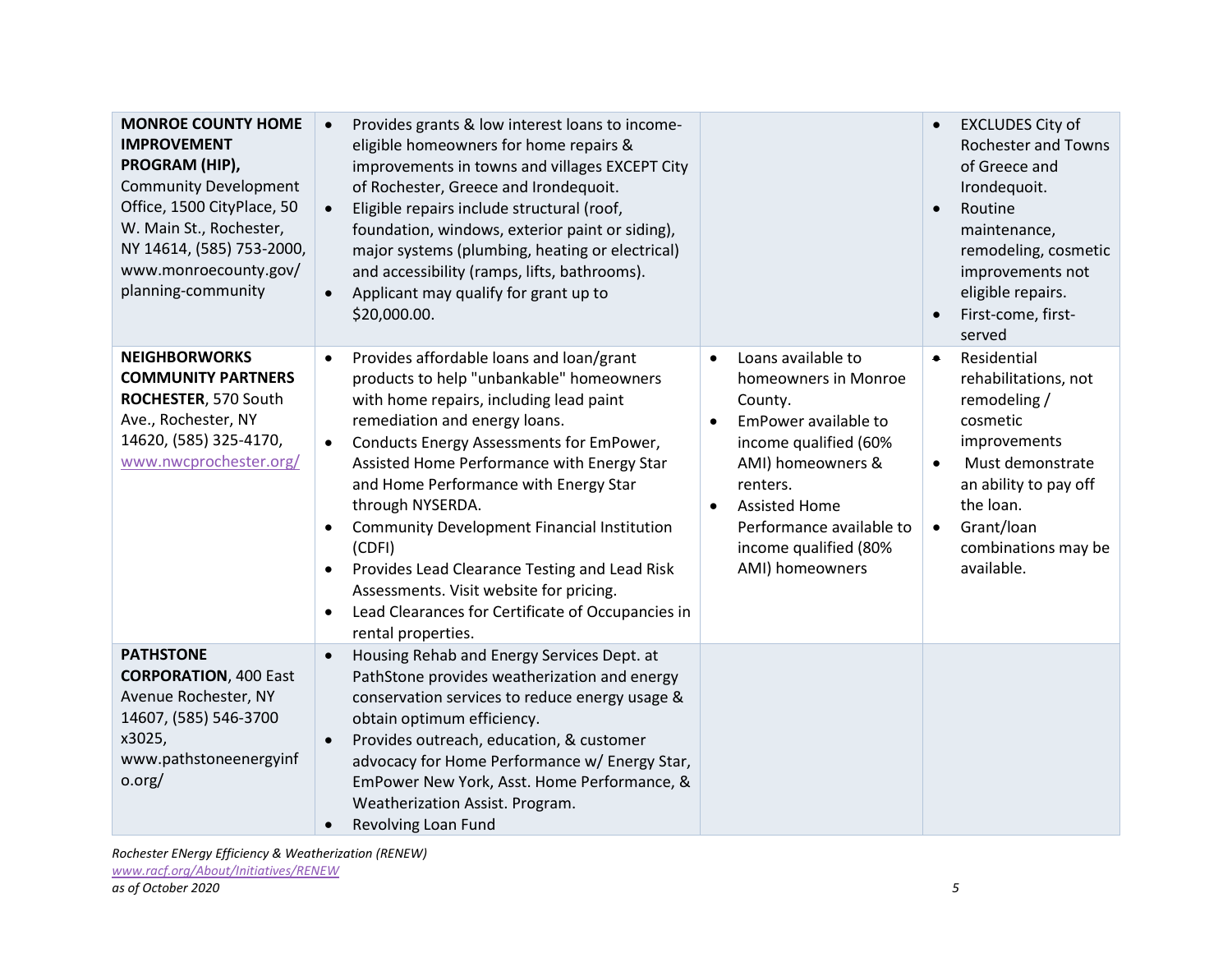| | | | |
|---|---|---|---|
| **MONROE COUNTY HOME IMPROVEMENT PROGRAM (HIP),** Community Development Office, 1500 CityPlace, 50 W. Main St., Rochester, NY 14614, (585) 753-2000, www.monroecounty.gov/ planning-community | • Provides grants & low interest loans to income-eligible homeowners for home repairs & improvements in towns and villages EXCEPT City of Rochester, Greece and Irondequoit.<br>• Eligible repairs include structural (roof, foundation, windows, exterior paint or siding), major systems (plumbing, heating or electrical) and accessibility (ramps, lifts, bathrooms).<br>• Applicant may qualify for grant up to $20,000.00. | | • EXCLUDES City of Rochester and Towns of Greece and Irondequoit.<br>• Routine maintenance, remodeling, cosmetic improvements not eligible repairs.<br>• First-come, first-served |
| **NEIGHBORWORKS COMMUNITY PARTNERS ROCHESTER**, 570 South Ave., Rochester, NY 14620, (585) 325-4170, [www.nwcprochester.org/](www.nwcprochester.org/) | • Provides affordable loans and loan/grant products to help "unbankable" homeowners with home repairs, including lead paint remediation and energy loans.<br>• Conducts Energy Assessments for EmPower, Assisted Home Performance with Energy Star and Home Performance with Energy Star through NYSERDA.<br>• Community Development Financial Institution (CDFI)<br>• Provides Lead Clearance Testing and Lead Risk Assessments. Visit website for pricing.<br>• Lead Clearances for Certificate of Occupancies in rental properties. | • Loans available to homeowners in Monroe County.<br>• EmPower available to income qualified (60% AMI) homeowners & renters.<br>• Assisted Home Performance available to income qualified (80% AMI) homeowners | • Residential rehabilitations, not remodeling / cosmetic improvements<br>• Must demonstrate an ability to pay off the loan.<br>• Grant/loan combinations may be available. |
| **PATHSTONE CORPORATION**, 400 East Avenue Rochester, NY 14607, (585) 546-3700 x3025, www.pathstoneenergyinfo.org/ | • Housing Rehab and Energy Services Dept. at PathStone provides weatherization and energy conservation services to reduce energy usage & obtain optimum efficiency.<br>• Provides outreach, education, & customer advocacy for Home Performance w/ Energy Star, EmPower New York, Asst. Home Performance, & Weatherization Assist. Program.<br>• Revolving Loan Fund | | |

*Rochester ENergy Efficiency & Weatherization (RENEW)*
*[www.racf.org/About/Initiatives/RENEW](www.racf.org/About/Initiatives/RENEW)*
*as of October 2020*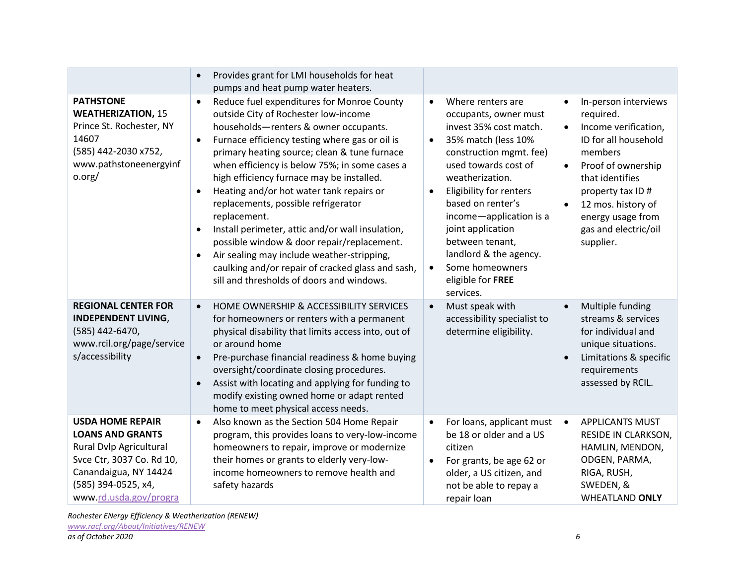| | | | |
|---|---|---|---|
| | • Provides grant for LMI households for heat pumps and heat pump water heaters. | | |
| **PATHSTONE WEATHERIZATION,** 15 Prince St. Rochester, NY 14607 (585) 442-2030 x752, www.pathstoneenergyinfo.org/ | • Reduce fuel expenditures for Monroe County outside City of Rochester low-income households—renters & owner occupants.<br>• Furnace efficiency testing where gas or oil is primary heating source; clean & tune furnace when efficiency is below 75%; in some cases a high efficiency furnace may be installed.<br>• Heating and/or hot water tank repairs or replacements, possible refrigerator replacement.<br>• Install perimeter, attic and/or wall insulation, possible window & door repair/replacement.<br>• Air sealing may include weather-stripping, caulking and/or repair of cracked glass and sash, sill and thresholds of doors and windows. | • Where renters are occupants, owner must invest 35% cost match.<br>• 35% match (less 10% construction mgmt. fee) used towards cost of weatherization.<br>• Eligibility for renters based on renter's income—application is a joint application between tenant, landlord & the agency.<br>• Some homeowners eligible for **FREE** services. | • In-person interviews required.<br>• Income verification, ID for all household members<br>• Proof of ownership that identifies property tax ID #<br>• 12 mos. history of energy usage from gas and electric/oil supplier. |
| **REGIONAL CENTER FOR INDEPENDENT LIVING**, (585) 442-6470, www.rcil.org/page/services/accessibility | • HOME OWNERSHIP & ACCESSIBILITY SERVICES for homeowners or renters with a permanent physical disability that limits access into, out of or around home<br>• Pre-purchase financial readiness & home buying oversight/coordinate closing procedures.<br>• Assist with locating and applying for funding to modify existing owned home or adapt rented home to meet physical access needs. | • Must speak with accessibility specialist to determine eligibility. | • Multiple funding streams & services for individual and unique situations.<br>• Limitations & specific requirements assessed by RCIL. |
| **USDA HOME REPAIR LOANS AND GRANTS** Rural Dvlp Agricultural Svce Ctr, 3037 Co. Rd 10, Canandaigua, NY 14424 (585) 394-0525, x4, www.rd.usda.gov/progra | • Also known as the Section 504 Home Repair program, this provides loans to very-low-income homeowners to repair, improve or modernize their homes or grants to elderly very-low-income homeowners to remove health and safety hazards | • For loans, applicant must be 18 or older and a US citizen<br>• For grants, be age 62 or older, a US citizen, and not be able to repay a repair loan | • APPLICANTS MUST RESIDE IN CLARKSON, HAMLIN, MENDON, ODGEN, PARMA, RIGA, RUSH, SWEDEN, & WHEATLAND **ONLY** |

*Rochester ENergy Efficiency & Weatherization (RENEW)*
*www.racf.org/About/Initiatives/RENEW*
*as of October 2020*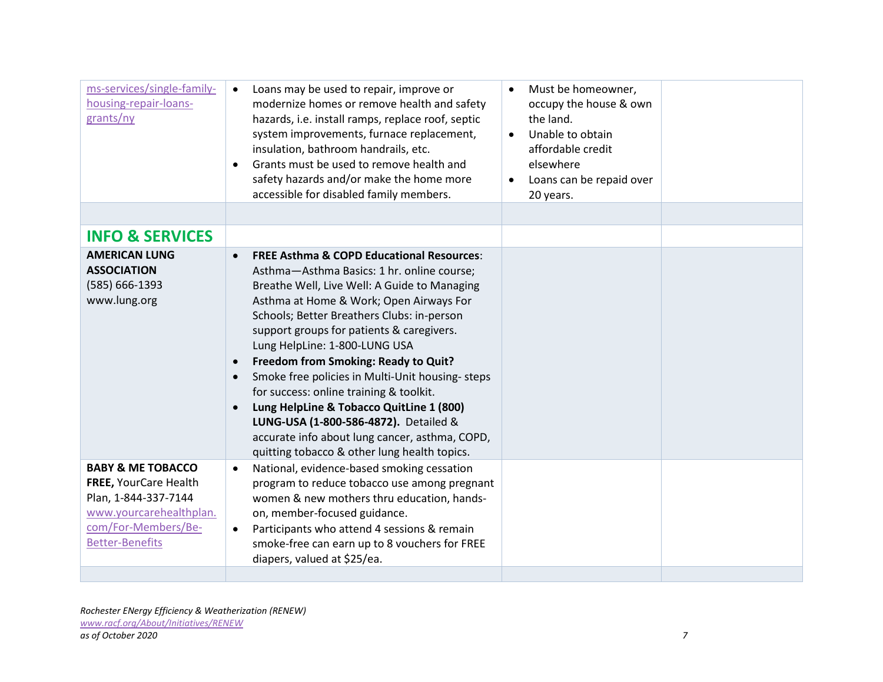| | | | |
|---|---|---|---|
| ms-services/single-family-housing-repair-loans-grants/ny | • Loans may be used to repair, improve or modernize homes or remove health and safety hazards, i.e. install ramps, replace roof, septic system improvements, furnace replacement, insulation, bathroom handrails, etc.<br>• Grants must be used to remove health and safety hazards and/or make the home more accessible for disabled family members. | • Must be homeowner, occupy the house & own the land.<br>• Unable to obtain affordable credit elsewhere<br>• Loans can be repaid over 20 years. | |
| | | | |
| **INFO & SERVICES** | | | |
| **AMERICAN LUNG ASSOCIATION**<br>(585) 666-1393<br>www.lung.org | • **FREE Asthma & COPD Educational Resources**: Asthma—Asthma Basics: 1 hr. online course; Breathe Well, Live Well: A Guide to Managing Asthma at Home & Work; Open Airways For Schools; Better Breathers Clubs: in-person support groups for patients & caregivers. Lung HelpLine: 1-800-LUNG USA<br>• **Freedom from Smoking: Ready to Quit?**<br>• Smoke free policies in Multi-Unit housing- steps for success: online training & toolkit.<br>• **Lung HelpLine & Tobacco QuitLine 1 (800) LUNG-USA (1-800-586-4872).** Detailed & accurate info about lung cancer, asthma, COPD, quitting tobacco & other lung health topics. | | |
| **BABY & ME TOBACCO FREE,** YourCare Health Plan, 1-844-337-7144<br>www.yourcarehealthplan.com/For-Members/Be-Better-Benefits | • National, evidence-based smoking cessation program to reduce tobacco use among pregnant women & new mothers thru education, hands-on, member-focused guidance.<br>• Participants who attend 4 sessions & remain smoke-free can earn up to 8 vouchers for FREE diapers, valued at $25/ea. | | |
| | | | |

*Rochester ENergy Efficiency & Weatherization (RENEW)*
*www.racf.org/About/Initiatives/RENEW*
*as of October 2020*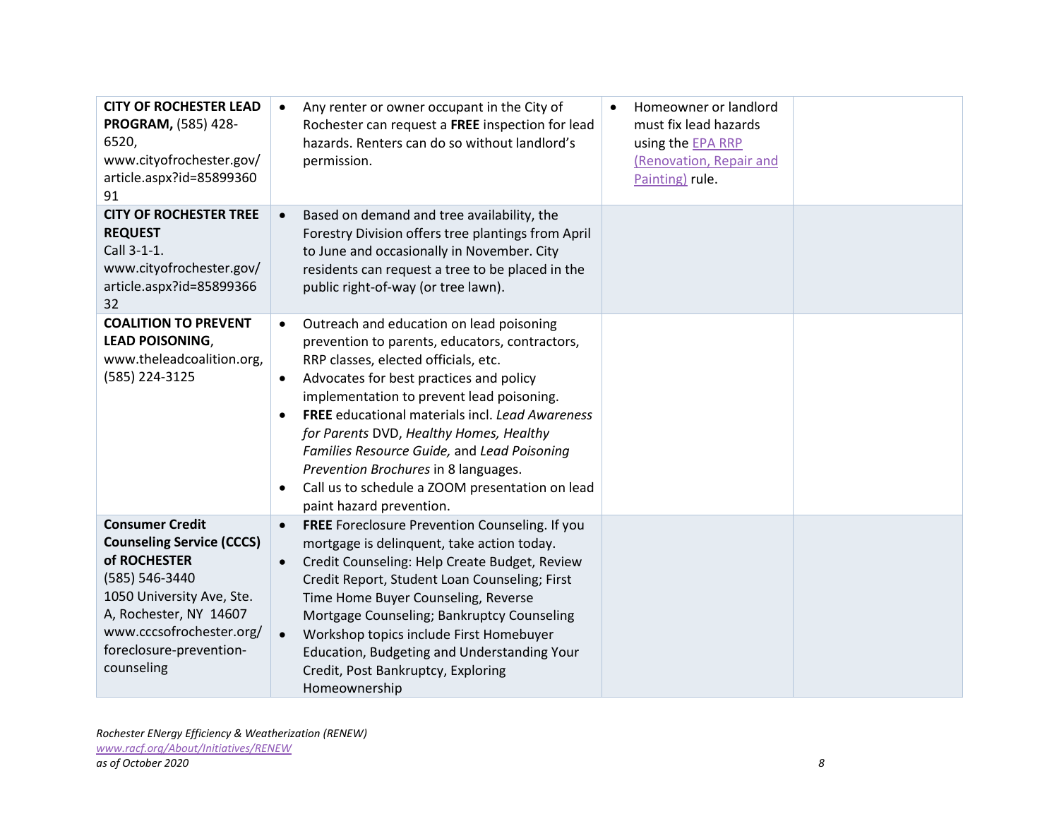| | | | |
|---|---|---|---|
| **CITY OF ROCHESTER LEAD PROGRAM,** (585) 428-6520, www.cityofrochester.gov/article.aspx?id=8589936091 | • Any renter or owner occupant in the City of Rochester can request a **FREE** inspection for lead hazards. Renters can do so without landlord's permission. | • Homeowner or landlord must fix lead hazards using the EPA RRP (Renovation, Repair and Painting) rule. | |
| **CITY OF ROCHESTER TREE REQUEST** Call 3-1-1. www.cityofrochester.gov/article.aspx?id=8589936632 | • Based on demand and tree availability, the Forestry Division offers tree plantings from April to June and occasionally in November. City residents can request a tree to be placed in the public right-of-way (or tree lawn). | | |
| **COALITION TO PREVENT LEAD POISONING**, www.theleadcoalition.org, (585) 224-3125 | • Outreach and education on lead poisoning prevention to parents, educators, contractors, RRP classes, elected officials, etc. <br>• Advocates for best practices and policy implementation to prevent lead poisoning. <br>• **FREE** educational materials incl. *Lead Awareness for Parents* DVD, *Healthy Homes, Healthy Families Resource Guide,* and *Lead Poisoning Prevention Brochures* in 8 languages. <br>• Call us to schedule a ZOOM presentation on lead paint hazard prevention. | | |
| **Consumer Credit Counseling Service (CCCS) of ROCHESTER** (585) 546-3440 1050 University Ave, Ste. A, Rochester, NY 14607 www.cccsofrochester.org/foreclosure-prevention-counseling | • **FREE** Foreclosure Prevention Counseling. If you mortgage is delinquent, take action today. <br>• Credit Counseling: Help Create Budget, Review Credit Report, Student Loan Counseling; First Time Home Buyer Counseling, Reverse Mortgage Counseling; Bankruptcy Counseling <br>• Workshop topics include First Homebuyer Education, Budgeting and Understanding Your Credit, Post Bankruptcy, Exploring Homeownership | | |

*Rochester ENergy Efficiency & Weatherization (RENEW)*
*www.racf.org/About/Initiatives/RENEW*
*as of October 2020*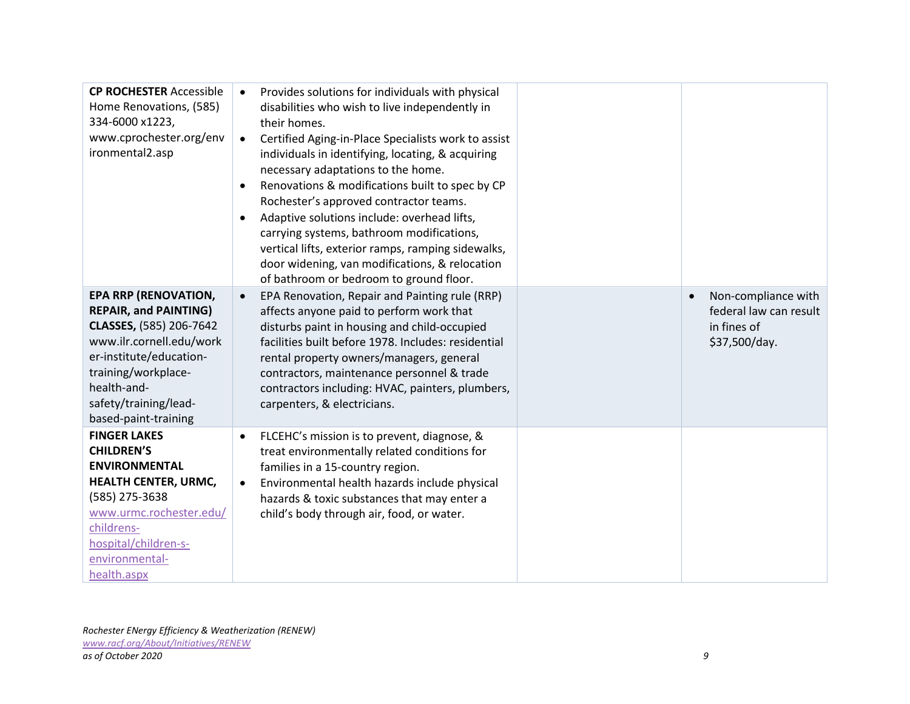| | | | |
|---|---|---|---|
| **CP ROCHESTER** Accessible Home Renovations, (585) 334-6000 x1223, www.cprochester.org/environmental2.asp | • Provides solutions for individuals with physical disabilities who wish to live independently in their homes.<br>• Certified Aging-in-Place Specialists work to assist individuals in identifying, locating, & acquiring necessary adaptations to the home.<br>• Renovations & modifications built to spec by CP Rochester's approved contractor teams.<br>• Adaptive solutions include: overhead lifts, carrying systems, bathroom modifications, vertical lifts, exterior ramps, ramping sidewalks, door widening, van modifications, & relocation of bathroom or bedroom to ground floor. | | |
| **EPA RRP (RENOVATION, REPAIR, and PAINTING) CLASSES,** (585) 206-7642 www.ilr.cornell.edu/worker-institute/education-training/workplace-health-and-safety/training/lead-based-paint-training | • EPA Renovation, Repair and Painting rule (RRP) affects anyone paid to perform work that disturbs paint in housing and child-occupied facilities built before 1978. Includes: residential rental property owners/managers, general contractors, maintenance personnel & trade contractors including: HVAC, painters, plumbers, carpenters, & electricians. | | • Non-compliance with federal law can result in fines of $37,500/day. |
| **FINGER LAKES CHILDREN'S ENVIRONMENTAL HEALTH CENTER, URMC,** (585) 275-3638 www.urmc.rochester.edu/childrens-hospital/children-s-environmental-health.aspx | • FLCEHC's mission is to prevent, diagnose, & treat environmentally related conditions for families in a 15-country region.<br>• Environmental health hazards include physical hazards & toxic substances that may enter a child's body through air, food, or water. | | |

*Rochester ENergy Efficiency & Weatherization (RENEW)*
*www.racf.org/About/Initiatives/RENEW*
*as of October 2020*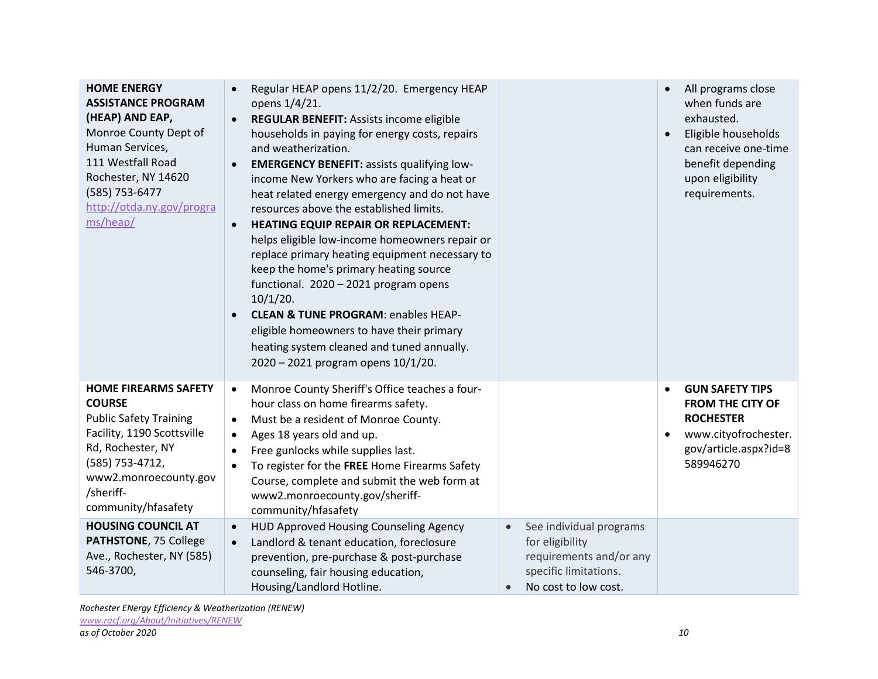| | | | |
|---|---|---|---|
| **HOME ENERGY ASSISTANCE PROGRAM (HEAP) AND EAP,** Monroe County Dept of Human Services, 111 Westfall Road Rochester, NY 14620 (585) 753-6477 http://otda.ny.gov/programs/heap/ | • Regular HEAP opens 11/2/20. Emergency HEAP opens 1/4/21.<br>• **REGULAR BENEFIT:** Assists income eligible households in paying for energy costs, repairs and weatherization.<br>• **EMERGENCY BENEFIT:** assists qualifying low-income New Yorkers who are facing a heat or heat related energy emergency and do not have resources above the established limits.<br>• **HEATING EQUIP REPAIR OR REPLACEMENT:** helps eligible low-income homeowners repair or replace primary heating equipment necessary to keep the home's primary heating source functional. 2020 – 2021 program opens 10/1/20.<br>• **CLEAN & TUNE PROGRAM**: enables HEAP-eligible homeowners to have their primary heating system cleaned and tuned annually. 2020 – 2021 program opens 10/1/20. | | • All programs close when funds are exhausted.<br>• Eligible households can receive one-time benefit depending upon eligibility requirements. |
| **HOME FIREARMS SAFETY COURSE** Public Safety Training Facility, 1190 Scottsville Rd, Rochester, NY (585) 753-4712, www2.monroecounty.gov/sheriff-community/hfasafety | • Monroe County Sheriff's Office teaches a four-hour class on home firearms safety.<br>• Must be a resident of Monroe County.<br>• Ages 18 years old and up.<br>• Free gunlocks while supplies last.<br>• To register for the **FREE** Home Firearms Safety Course, complete and submit the web form at www2.monroecounty.gov/sheriff-community/hfasafety | | • **GUN SAFETY TIPS FROM THE CITY OF ROCHESTER**<br>• www.cityofrochester.gov/article.aspx?id=8589946270 |
| **HOUSING COUNCIL AT PATHSTONE**, 75 College Ave., Rochester, NY (585) 546-3700, | • HUD Approved Housing Counseling Agency<br>• Landlord & tenant education, foreclosure prevention, pre-purchase & post-purchase counseling, fair housing education, Housing/Landlord Hotline. | • See individual programs for eligibility requirements and/or any specific limitations.<br>• No cost to low cost. | |

*Rochester ENergy Efficiency & Weatherization (RENEW)*
*www.racf.org/About/Initiatives/RENEW*
*as of October 2020*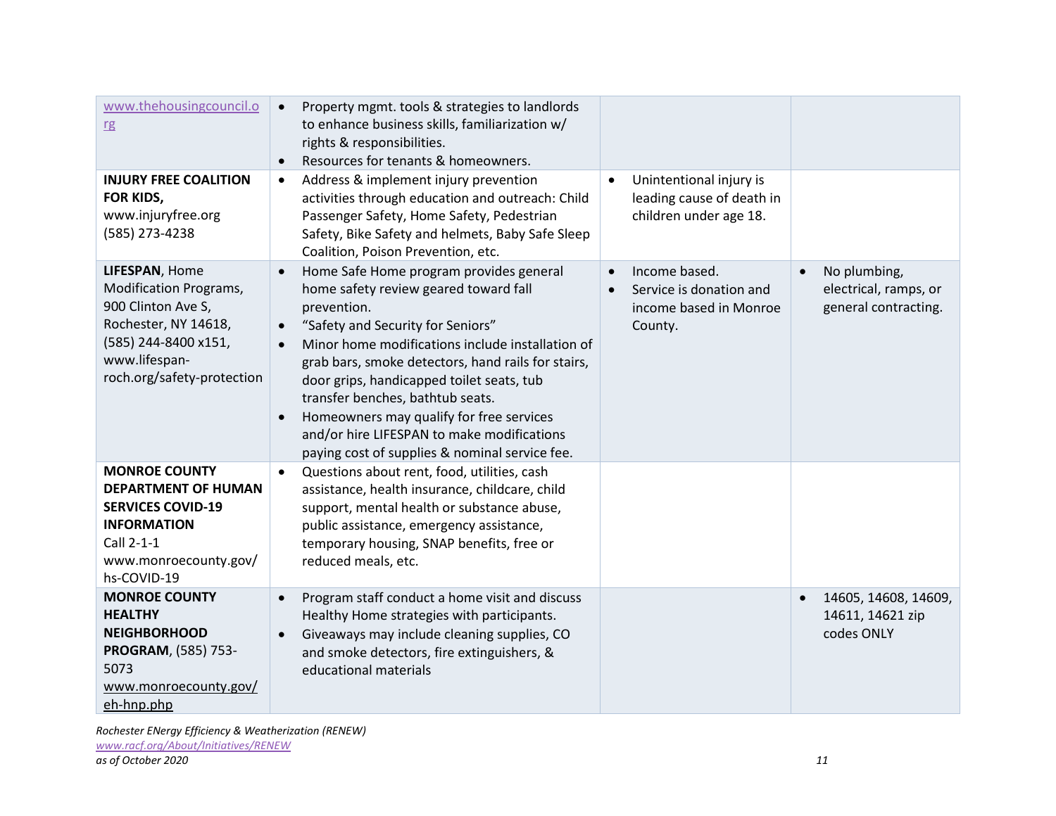| | | | |
|---|---|---|---|
| www.thehousingcouncil.org | • Property mgmt. tools & strategies to landlords to enhance business skills, familiarization w/ rights & responsibilities.<br>• Resources for tenants & homeowners. | | |
| **INJURY FREE COALITION FOR KIDS,** www.injuryfree.org (585) 273-4238 | • Address & implement injury prevention activities through education and outreach: Child Passenger Safety, Home Safety, Pedestrian Safety, Bike Safety and helmets, Baby Safe Sleep Coalition, Poison Prevention, etc. | • Unintentional injury is leading cause of death in children under age 18. | |
| **LIFESPAN**, Home Modification Programs, 900 Clinton Ave S, Rochester, NY 14618, (585) 244-8400 x151, www.lifespan-roch.org/safety-protection | • Home Safe Home program provides general home safety review geared toward fall prevention.<br>• "Safety and Security for Seniors"<br>• Minor home modifications include installation of grab bars, smoke detectors, hand rails for stairs, door grips, handicapped toilet seats, tub transfer benches, bathtub seats.<br>• Homeowners may qualify for free services and/or hire LIFESPAN to make modifications paying cost of supplies & nominal service fee. | • Income based.<br>• Service is donation and income based in Monroe County. | • No plumbing, electrical, ramps, or general contracting. |
| **MONROE COUNTY DEPARTMENT OF HUMAN SERVICES COVID-19 INFORMATION** Call 2-1-1 www.monroecounty.gov/hs-COVID-19 | • Questions about rent, food, utilities, cash assistance, health insurance, childcare, child support, mental health or substance abuse, public assistance, emergency assistance, temporary housing, SNAP benefits, free or reduced meals, etc. | | |
| **MONROE COUNTY HEALTHY NEIGHBORHOOD PROGRAM**, (585) 753-5073 www.monroecounty.gov/eh-hnp.php | • Program staff conduct a home visit and discuss Healthy Home strategies with participants.<br>• Giveaways may include cleaning supplies, CO and smoke detectors, fire extinguishers, & educational materials | | • 14605, 14608, 14609, 14611, 14621 zip codes ONLY |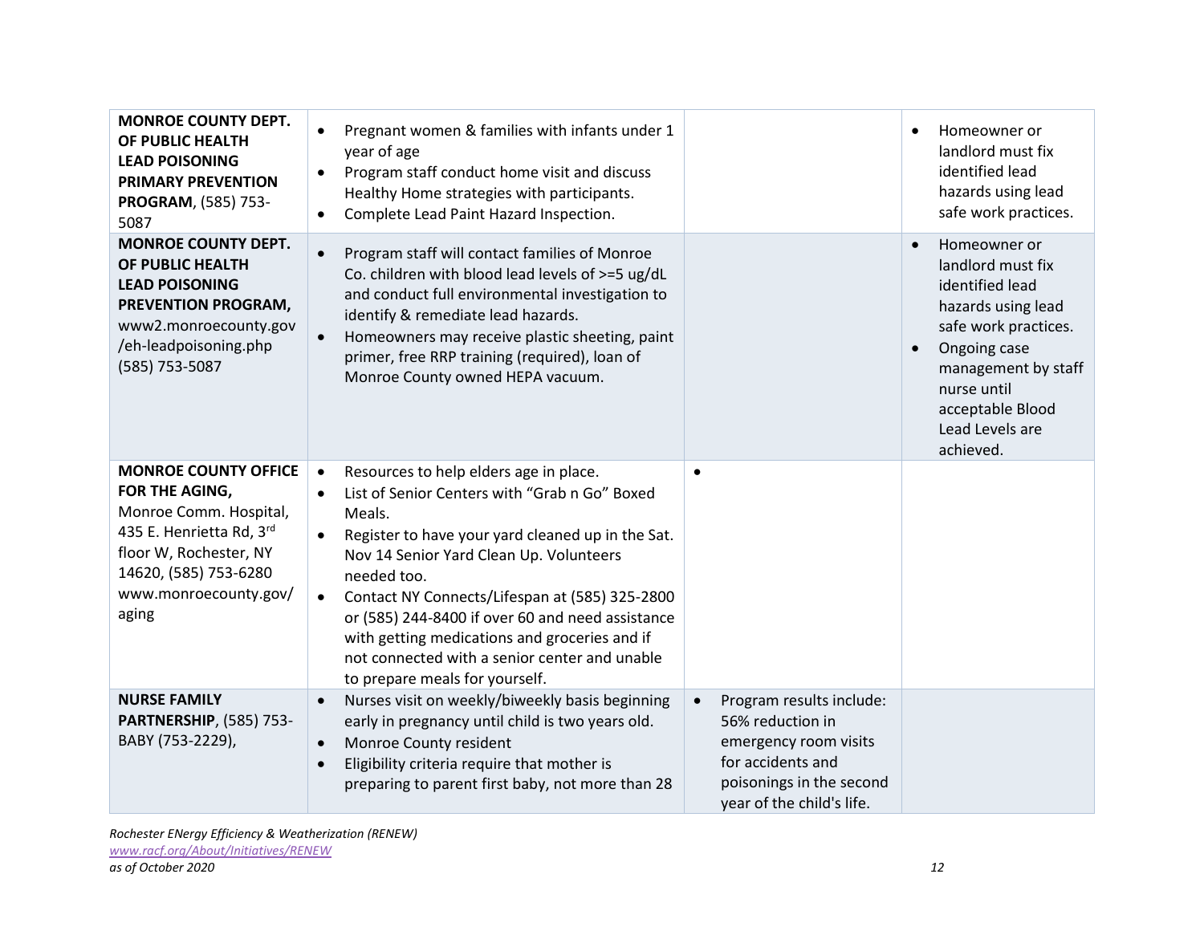| | | | |
|---|---|---|---|
| **MONROE COUNTY DEPT. OF PUBLIC HEALTH LEAD POISONING PRIMARY PREVENTION PROGRAM**, (585) 753-5087 | • Pregnant women & families with infants under 1 year of age<br>• Program staff conduct home visit and discuss Healthy Home strategies with participants.<br>• Complete Lead Paint Hazard Inspection. | | • Homeowner or landlord must fix identified lead hazards using lead safe work practices. |
| **MONROE COUNTY DEPT. OF PUBLIC HEALTH LEAD POISONING PREVENTION PROGRAM,** www2.monroecounty.gov/eh-leadpoisoning.php (585) 753-5087 | • Program staff will contact families of Monroe Co. children with blood lead levels of >=5 ug/dL and conduct full environmental investigation to identify & remediate lead hazards.<br>• Homeowners may receive plastic sheeting, paint primer, free RRP training (required), loan of Monroe County owned HEPA vacuum. | | • Homeowner or landlord must fix identified lead hazards using lead safe work practices.<br>• Ongoing case management by staff nurse until acceptable Blood Lead Levels are achieved. |
| **MONROE COUNTY OFFICE FOR THE AGING,** Monroe Comm. Hospital, 435 E. Henrietta Rd, 3rd floor W, Rochester, NY 14620, (585) 753-6280 www.monroecounty.gov/aging | • Resources to help elders age in place.<br>• List of Senior Centers with "Grab n Go" Boxed Meals.<br>• Register to have your yard cleaned up in the Sat. Nov 14 Senior Yard Clean Up. Volunteers needed too.<br>• Contact NY Connects/Lifespan at (585) 325-2800 or (585) 244-8400 if over 60 and need assistance with getting medications and groceries and if not connected with a senior center and unable to prepare meals for yourself. | • | |
| **NURSE FAMILY PARTNERSHIP**, (585) 753-BABY (753-2229), | • Nurses visit on weekly/biweekly basis beginning early in pregnancy until child is two years old.<br>• Monroe County resident<br>• Eligibility criteria require that mother is preparing to parent first baby, not more than 28 | • Program results include: 56% reduction in emergency room visits for accidents and poisonings in the second year of the child's life. | |

*Rochester ENergy Efficiency & Weatherization (RENEW)*
*www.racf.org/About/Initiatives/RENEW*
*as of October 2020*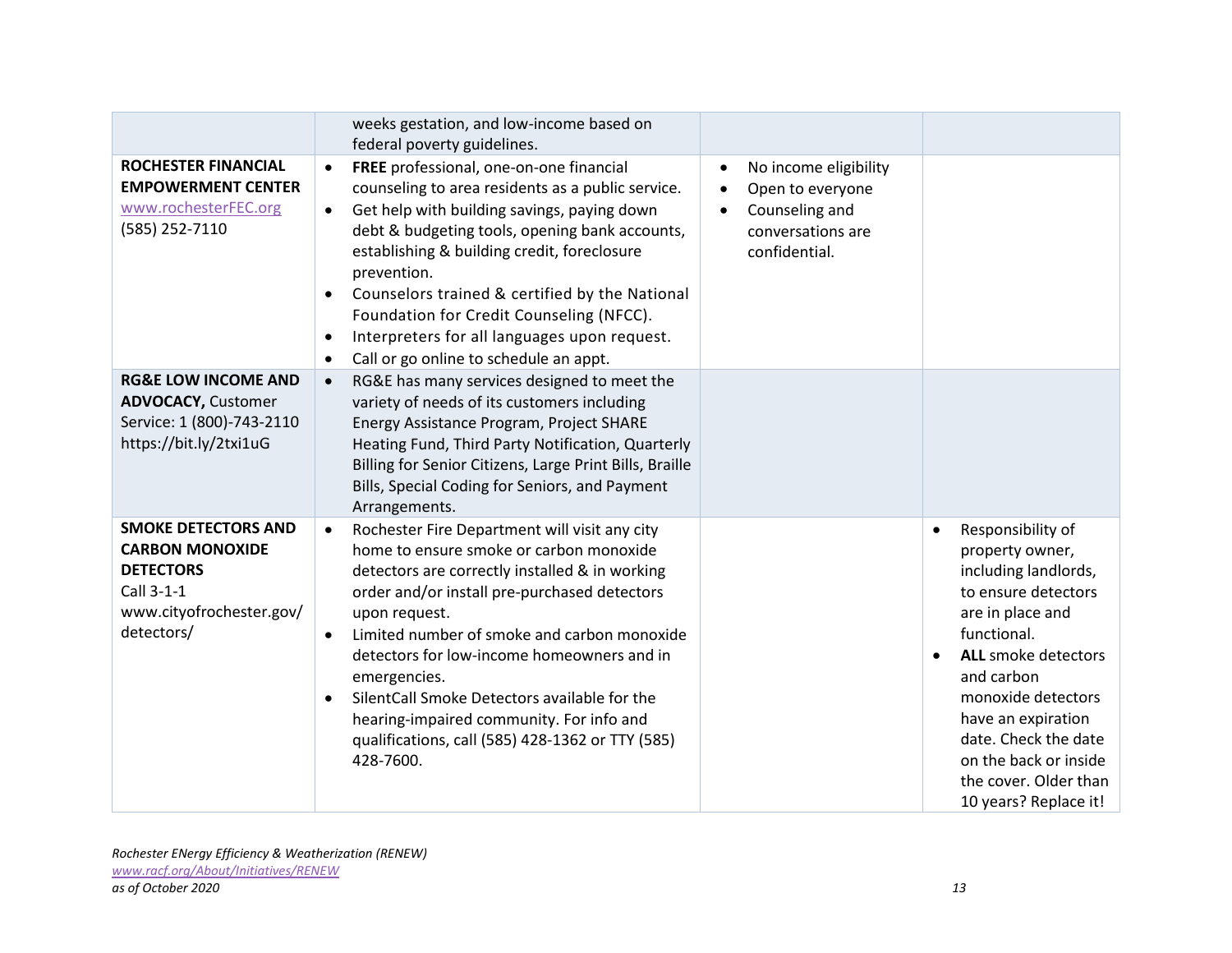| | | | |
|---|---|---|---|
| | weeks gestation, and low-income based on federal poverty guidelines. | | |
| **ROCHESTER FINANCIAL EMPOWERMENT CENTER** www.rochesterFEC.org (585) 252-7110 | • **FREE** professional, one-on-one financial counseling to area residents as a public service.<br>• Get help with building savings, paying down debt & budgeting tools, opening bank accounts, establishing & building credit, foreclosure prevention.<br>• Counselors trained & certified by the National Foundation for Credit Counseling (NFCC).<br>• Interpreters for all languages upon request.<br>• Call or go online to schedule an appt. | • No income eligibility<br>• Open to everyone<br>• Counseling and conversations are confidential. | |
| **RG&E LOW INCOME AND ADVOCACY,** Customer Service: 1 (800)-743-2110 https://bit.ly/2txi1uG | • RG&E has many services designed to meet the variety of needs of its customers including Energy Assistance Program, Project SHARE Heating Fund, Third Party Notification, Quarterly Billing for Senior Citizens, Large Print Bills, Braille Bills, Special Coding for Seniors, and Payment Arrangements. | | |
| **SMOKE DETECTORS AND CARBON MONOXIDE DETECTORS** Call 3-1-1 www.cityofrochester.gov/detectors/ | • Rochester Fire Department will visit any city home to ensure smoke or carbon monoxide detectors are correctly installed & in working order and/or install pre-purchased detectors upon request.<br>• Limited number of smoke and carbon monoxide detectors for low-income homeowners and in emergencies.<br>• SilentCall Smoke Detectors available for the hearing-impaired community. For info and qualifications, call (585) 428-1362 or TTY (585) 428-7600. | | • Responsibility of property owner, including landlords, to ensure detectors are in place and functional.<br>• **ALL** smoke detectors and carbon monoxide detectors have an expiration date. Check the date on the back or inside the cover. Older than 10 years? Replace it! |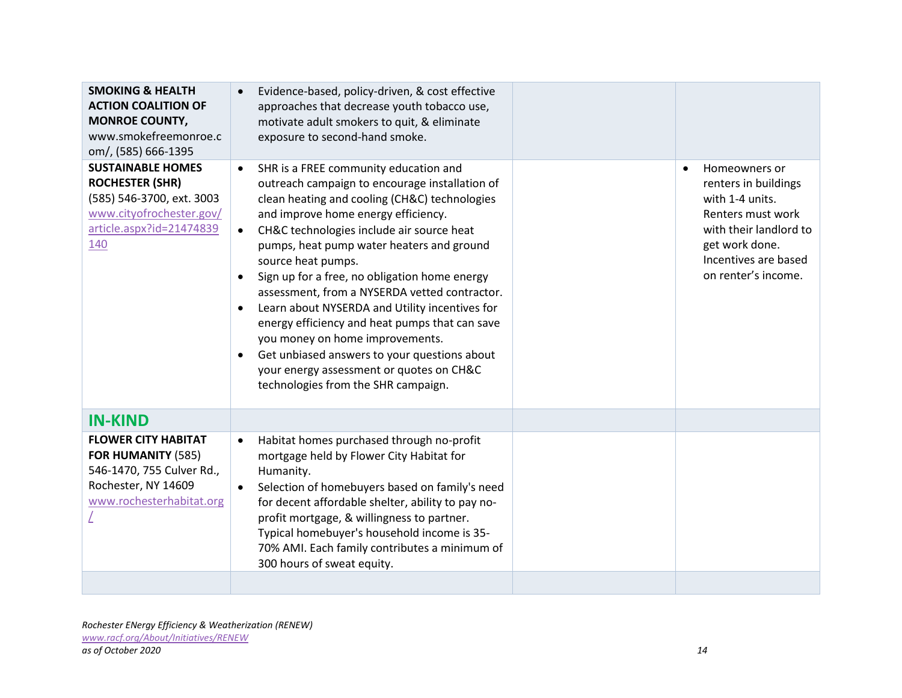| | | | |
|---|---|---|---|
| **SMOKING & HEALTH ACTION COALITION OF MONROE COUNTY,** www.smokefreemonroe.com/, (585) 666-1395 | • Evidence-based, policy-driven, & cost effective approaches that decrease youth tobacco use, motivate adult smokers to quit, & eliminate exposure to second-hand smoke. | | |
| **SUSTAINABLE HOMES ROCHESTER (SHR)** (585) 546-3700, ext. 3003 www.cityofrochester.gov/article.aspx?id=21474839140 | • SHR is a FREE community education and outreach campaign to encourage installation of clean heating and cooling (CH&C) technologies and improve home energy efficiency.<br>• CH&C technologies include air source heat pumps, heat pump water heaters and ground source heat pumps.<br>• Sign up for a free, no obligation home energy assessment, from a NYSERDA vetted contractor.<br>• Learn about NYSERDA and Utility incentives for energy efficiency and heat pumps that can save you money on home improvements.<br>• Get unbiased answers to your questions about your energy assessment or quotes on CH&C technologies from the SHR campaign. | | • Homeowners or renters in buildings with 1-4 units. Renters must work with their landlord to get work done. Incentives are based on renter's income. |
| **IN-KIND** | | | |
| **FLOWER CITY HABITAT FOR HUMANITY** (585) 546-1470, 755 Culver Rd., Rochester, NY 14609 www.rochesterhabitat.org/ | • Habitat homes purchased through no-profit mortgage held by Flower City Habitat for Humanity.<br>• Selection of homebuyers based on family's need for decent affordable shelter, ability to pay no-profit mortgage, & willingness to partner. Typical homebuyer's household income is 35-70% AMI. Each family contributes a minimum of 300 hours of sweat equity. | | |
| | | | |

*Rochester ENergy Efficiency & Weatherization (RENEW)*
*www.racf.org/About/Initiatives/RENEW*
*as of October 2020*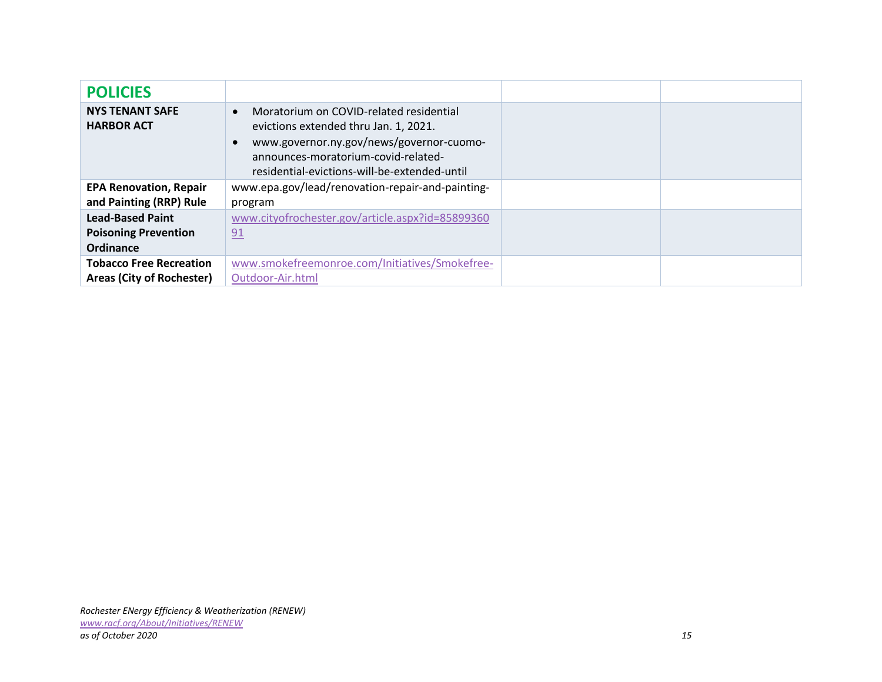| **POLICIES** | | | |
|---|---|---|---|
| **NYS TENANT SAFE HARBOR ACT** | • Moratorium on COVID-related residential evictions extended thru Jan. 1, 2021.<br>• www.governor.ny.gov/news/governor-cuomo-announces-moratorium-covid-related-residential-evictions-will-be-extended-until | | |
| **EPA Renovation, Repair and Painting (RRP) Rule** | www.epa.gov/lead/renovation-repair-and-painting-program | | |
| **Lead-Based Paint Poisoning Prevention Ordinance** | www.cityofrochester.gov/article.aspx?id=8589936091 | | |
| **Tobacco Free Recreation Areas (City of Rochester)** | www.smokefreemonroe.com/Initiatives/Smokefree-Outdoor-Air.html | | |

*Rochester ENergy Efficiency & Weatherization (RENEW)*
*www.racf.org/About/Initiatives/RENEW*
*as of October 2020*